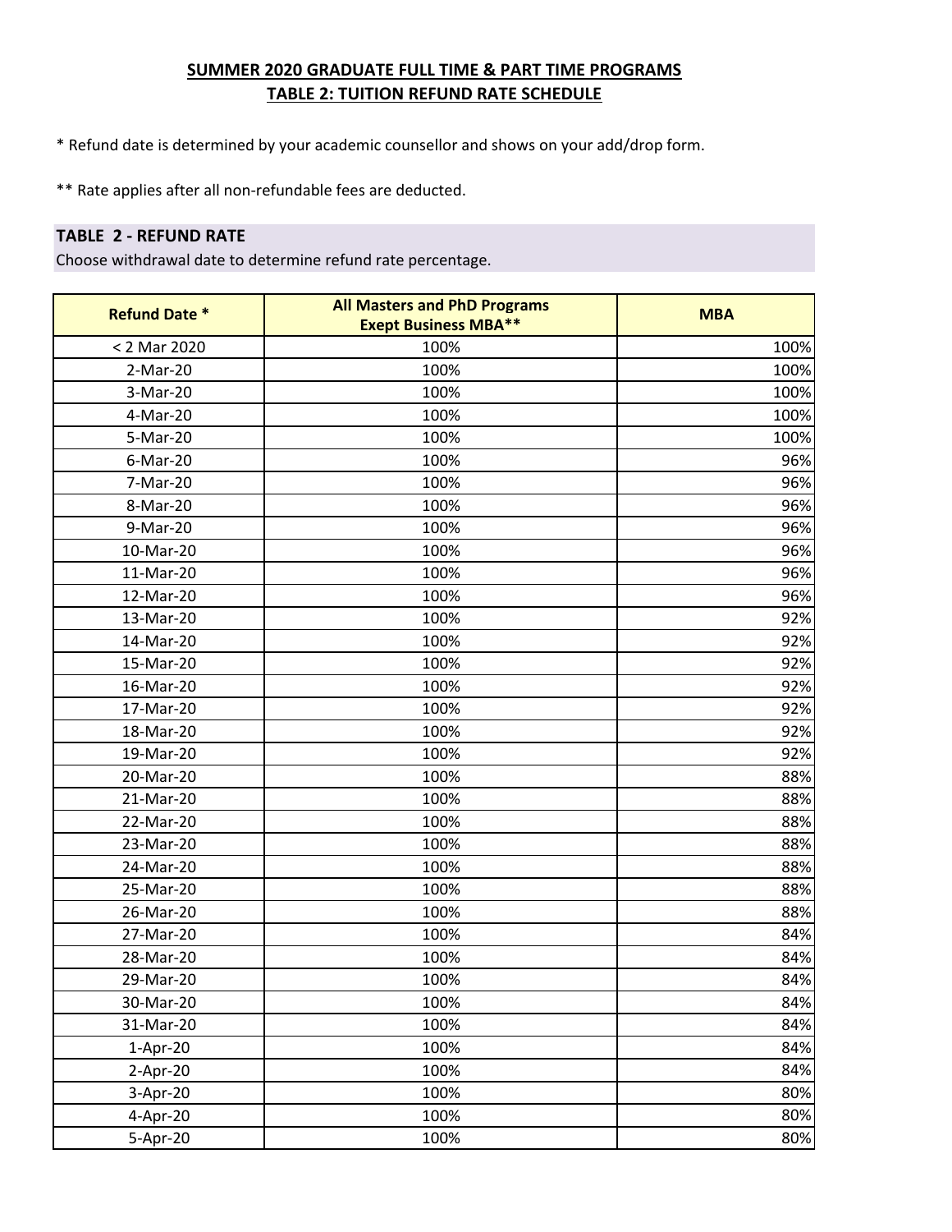**SUMMER 2020 GRADUATE FULL TIME & PART TIME PROGRAMS**
**TABLE 2: TUITION REFUND RATE SCHEDULE**

* Refund date is determined by your academic counsellor and shows on your add/drop form.

** Rate applies after all non-refundable fees are deducted.

**TABLE 2 - REFUND RATE**
Choose withdrawal date to determine refund rate percentage.

| Refund Date * | All Masters and PhD Programs Exept Business MBA** | MBA |
|---|---|---|
| < 2 Mar 2020 | 100% | 100% |
| 2-Mar-20 | 100% | 100% |
| 3-Mar-20 | 100% | 100% |
| 4-Mar-20 | 100% | 100% |
| 5-Mar-20 | 100% | 100% |
| 6-Mar-20 | 100% | 96% |
| 7-Mar-20 | 100% | 96% |
| 8-Mar-20 | 100% | 96% |
| 9-Mar-20 | 100% | 96% |
| 10-Mar-20 | 100% | 96% |
| 11-Mar-20 | 100% | 96% |
| 12-Mar-20 | 100% | 96% |
| 13-Mar-20 | 100% | 92% |
| 14-Mar-20 | 100% | 92% |
| 15-Mar-20 | 100% | 92% |
| 16-Mar-20 | 100% | 92% |
| 17-Mar-20 | 100% | 92% |
| 18-Mar-20 | 100% | 92% |
| 19-Mar-20 | 100% | 92% |
| 20-Mar-20 | 100% | 88% |
| 21-Mar-20 | 100% | 88% |
| 22-Mar-20 | 100% | 88% |
| 23-Mar-20 | 100% | 88% |
| 24-Mar-20 | 100% | 88% |
| 25-Mar-20 | 100% | 88% |
| 26-Mar-20 | 100% | 88% |
| 27-Mar-20 | 100% | 84% |
| 28-Mar-20 | 100% | 84% |
| 29-Mar-20 | 100% | 84% |
| 30-Mar-20 | 100% | 84% |
| 31-Mar-20 | 100% | 84% |
| 1-Apr-20 | 100% | 84% |
| 2-Apr-20 | 100% | 84% |
| 3-Apr-20 | 100% | 80% |
| 4-Apr-20 | 100% | 80% |
| 5-Apr-20 | 100% | 80% |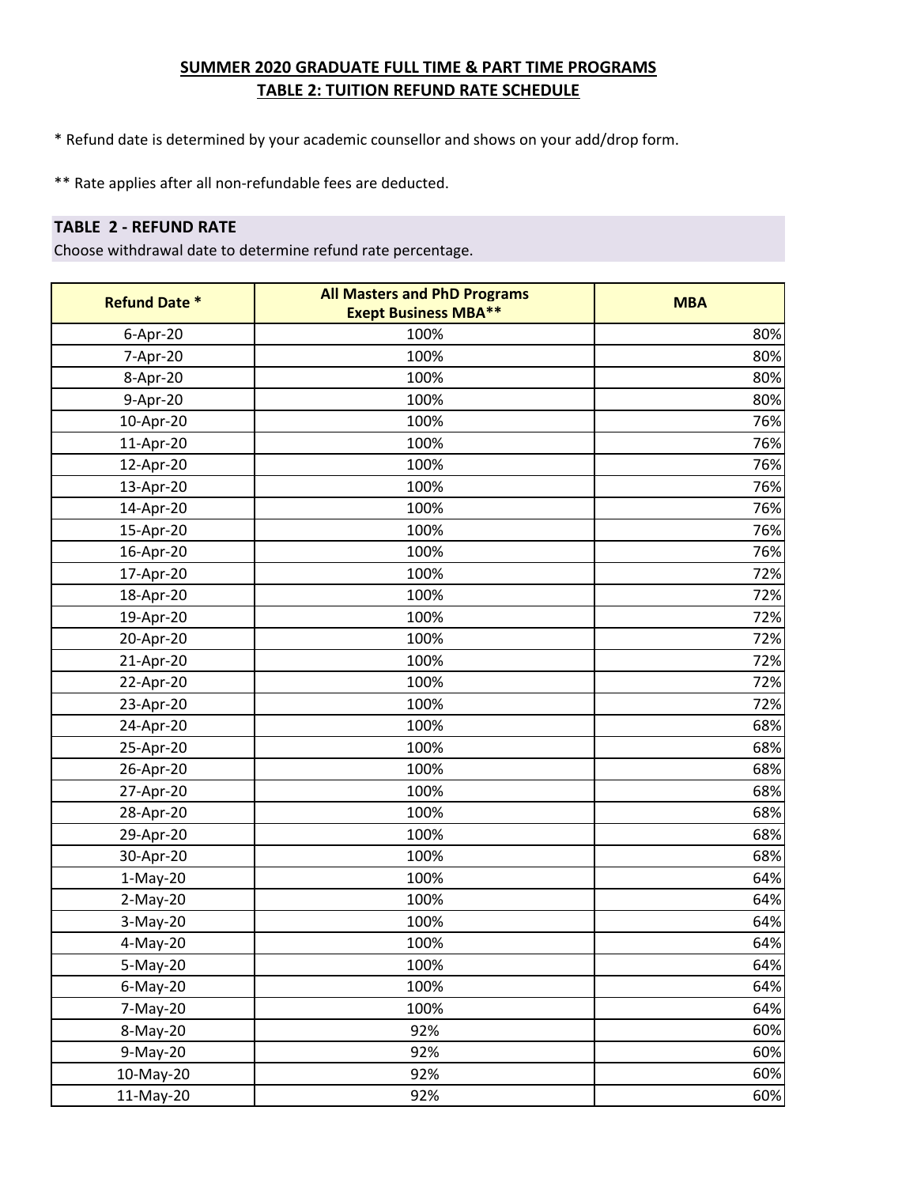**SUMMER 2020 GRADUATE FULL TIME & PART TIME PROGRAMS**
**TABLE 2: TUITION REFUND RATE SCHEDULE**

* Refund date is determined by your academic counsellor and shows on your add/drop form.

** Rate applies after all non-refundable fees are deducted.

**TABLE 2 - REFUND RATE**

Choose withdrawal date to determine refund rate percentage.

| Refund Date * | All Masters and PhD Programs Exept Business MBA** | MBA |
|---|---|---|
| 6-Apr-20 | 100% | 80% |
| 7-Apr-20 | 100% | 80% |
| 8-Apr-20 | 100% | 80% |
| 9-Apr-20 | 100% | 80% |
| 10-Apr-20 | 100% | 76% |
| 11-Apr-20 | 100% | 76% |
| 12-Apr-20 | 100% | 76% |
| 13-Apr-20 | 100% | 76% |
| 14-Apr-20 | 100% | 76% |
| 15-Apr-20 | 100% | 76% |
| 16-Apr-20 | 100% | 76% |
| 17-Apr-20 | 100% | 72% |
| 18-Apr-20 | 100% | 72% |
| 19-Apr-20 | 100% | 72% |
| 20-Apr-20 | 100% | 72% |
| 21-Apr-20 | 100% | 72% |
| 22-Apr-20 | 100% | 72% |
| 23-Apr-20 | 100% | 72% |
| 24-Apr-20 | 100% | 68% |
| 25-Apr-20 | 100% | 68% |
| 26-Apr-20 | 100% | 68% |
| 27-Apr-20 | 100% | 68% |
| 28-Apr-20 | 100% | 68% |
| 29-Apr-20 | 100% | 68% |
| 30-Apr-20 | 100% | 68% |
| 1-May-20 | 100% | 64% |
| 2-May-20 | 100% | 64% |
| 3-May-20 | 100% | 64% |
| 4-May-20 | 100% | 64% |
| 5-May-20 | 100% | 64% |
| 6-May-20 | 100% | 64% |
| 7-May-20 | 100% | 64% |
| 8-May-20 | 92% | 60% |
| 9-May-20 | 92% | 60% |
| 10-May-20 | 92% | 60% |
| 11-May-20 | 92% | 60% |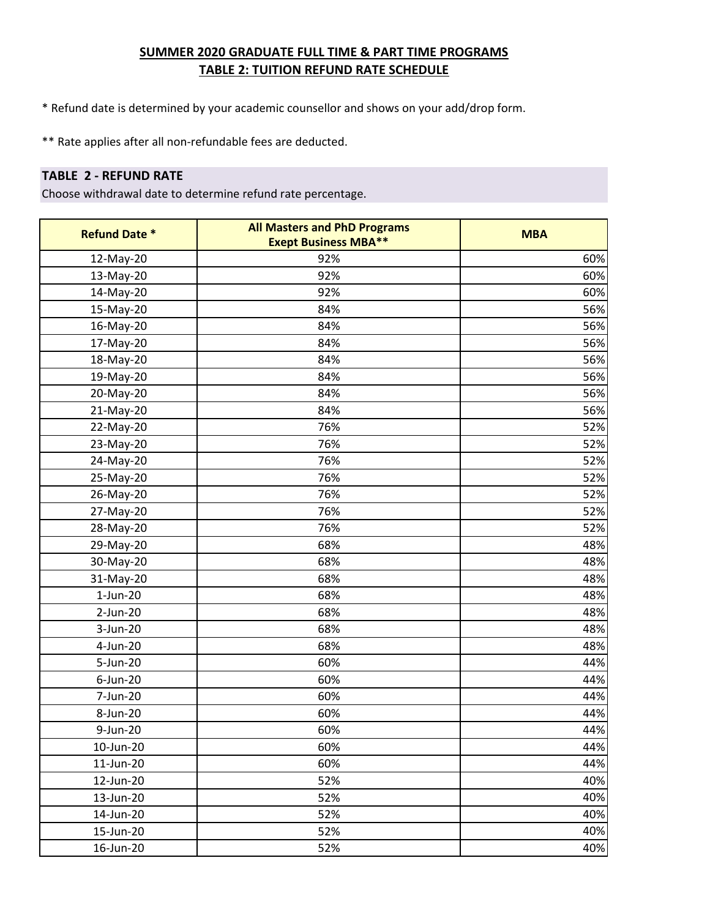## SUMMER 2020 GRADUATE FULL TIME & PART TIME PROGRAMS
## TABLE 2: TUITION REFUND RATE SCHEDULE

* Refund date is determined by your academic counsellor and shows on your add/drop form.

** Rate applies after all non-refundable fees are deducted.

### TABLE 2 - REFUND RATE

Choose withdrawal date to determine refund rate percentage.

| Refund Date * | All Masters and PhD Programs Exept Business MBA** | MBA |
|---|---|---|
| 12-May-20 | 92% | 60% |
| 13-May-20 | 92% | 60% |
| 14-May-20 | 92% | 60% |
| 15-May-20 | 84% | 56% |
| 16-May-20 | 84% | 56% |
| 17-May-20 | 84% | 56% |
| 18-May-20 | 84% | 56% |
| 19-May-20 | 84% | 56% |
| 20-May-20 | 84% | 56% |
| 21-May-20 | 84% | 56% |
| 22-May-20 | 76% | 52% |
| 23-May-20 | 76% | 52% |
| 24-May-20 | 76% | 52% |
| 25-May-20 | 76% | 52% |
| 26-May-20 | 76% | 52% |
| 27-May-20 | 76% | 52% |
| 28-May-20 | 76% | 52% |
| 29-May-20 | 68% | 48% |
| 30-May-20 | 68% | 48% |
| 31-May-20 | 68% | 48% |
| 1-Jun-20 | 68% | 48% |
| 2-Jun-20 | 68% | 48% |
| 3-Jun-20 | 68% | 48% |
| 4-Jun-20 | 68% | 48% |
| 5-Jun-20 | 60% | 44% |
| 6-Jun-20 | 60% | 44% |
| 7-Jun-20 | 60% | 44% |
| 8-Jun-20 | 60% | 44% |
| 9-Jun-20 | 60% | 44% |
| 10-Jun-20 | 60% | 44% |
| 11-Jun-20 | 60% | 44% |
| 12-Jun-20 | 52% | 40% |
| 13-Jun-20 | 52% | 40% |
| 14-Jun-20 | 52% | 40% |
| 15-Jun-20 | 52% | 40% |
| 16-Jun-20 | 52% | 40% |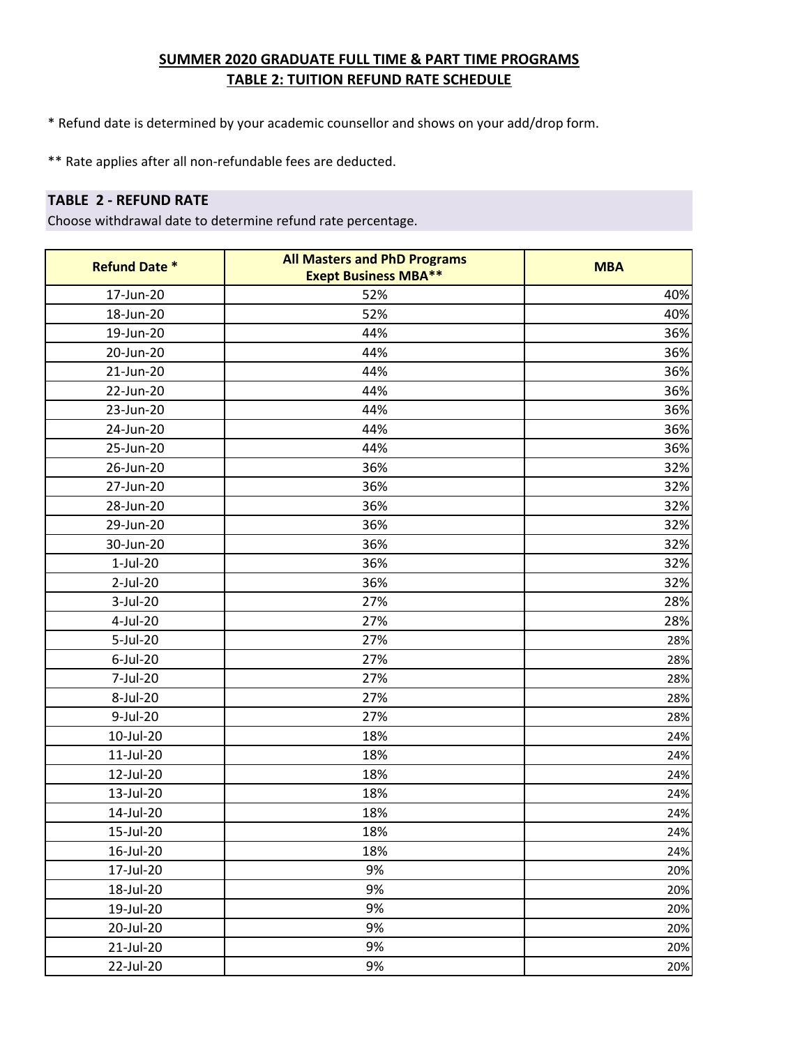## SUMMER 2020 GRADUATE FULL TIME & PART TIME PROGRAMS
## TABLE 2: TUITION REFUND RATE SCHEDULE

* Refund date is determined by your academic counsellor and shows on your add/drop form.

** Rate applies after all non-refundable fees are deducted.

### TABLE 2 - REFUND RATE

Choose withdrawal date to determine refund rate percentage.

| Refund Date * | All Masters and PhD Programs Exept Business MBA** | MBA |
|---|---|---|
| 17-Jun-20 | 52% | 40% |
| 18-Jun-20 | 52% | 40% |
| 19-Jun-20 | 44% | 36% |
| 20-Jun-20 | 44% | 36% |
| 21-Jun-20 | 44% | 36% |
| 22-Jun-20 | 44% | 36% |
| 23-Jun-20 | 44% | 36% |
| 24-Jun-20 | 44% | 36% |
| 25-Jun-20 | 44% | 36% |
| 26-Jun-20 | 36% | 32% |
| 27-Jun-20 | 36% | 32% |
| 28-Jun-20 | 36% | 32% |
| 29-Jun-20 | 36% | 32% |
| 30-Jun-20 | 36% | 32% |
| 1-Jul-20 | 36% | 32% |
| 2-Jul-20 | 36% | 32% |
| 3-Jul-20 | 27% | 28% |
| 4-Jul-20 | 27% | 28% |
| 5-Jul-20 | 27% | 28% |
| 6-Jul-20 | 27% | 28% |
| 7-Jul-20 | 27% | 28% |
| 8-Jul-20 | 27% | 28% |
| 9-Jul-20 | 27% | 28% |
| 10-Jul-20 | 18% | 24% |
| 11-Jul-20 | 18% | 24% |
| 12-Jul-20 | 18% | 24% |
| 13-Jul-20 | 18% | 24% |
| 14-Jul-20 | 18% | 24% |
| 15-Jul-20 | 18% | 24% |
| 16-Jul-20 | 18% | 24% |
| 17-Jul-20 | 9% | 20% |
| 18-Jul-20 | 9% | 20% |
| 19-Jul-20 | 9% | 20% |
| 20-Jul-20 | 9% | 20% |
| 21-Jul-20 | 9% | 20% |
| 22-Jul-20 | 9% | 20% |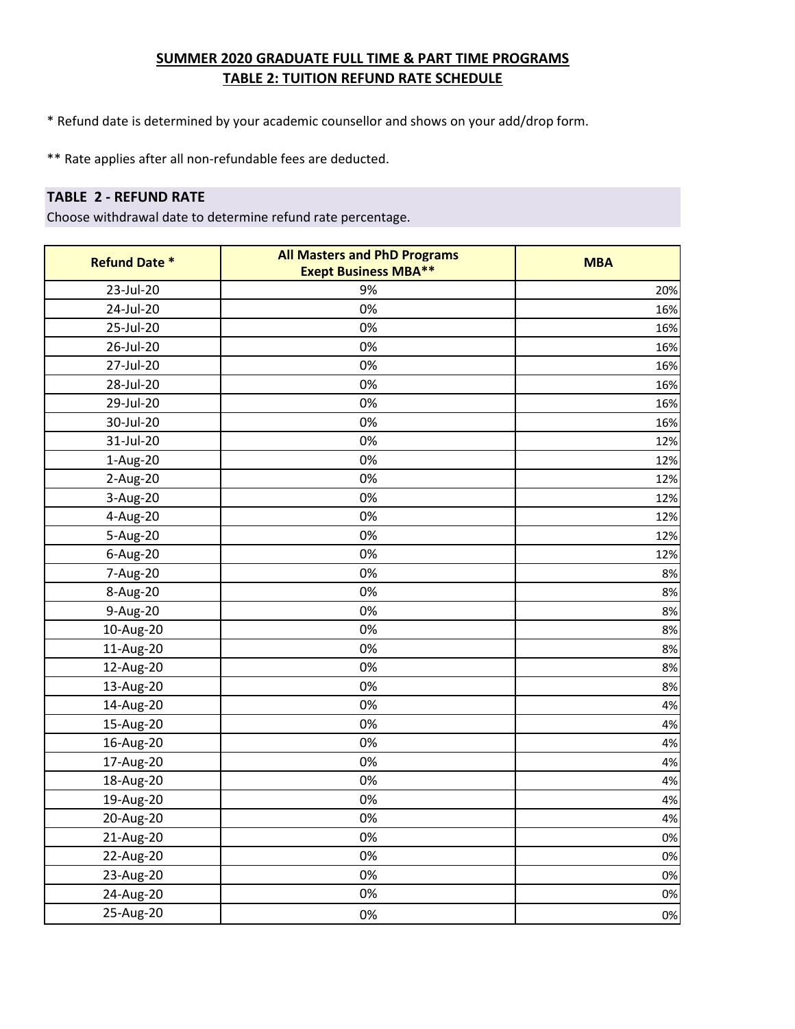**SUMMER 2020 GRADUATE FULL TIME & PART TIME PROGRAMS**
**TABLE 2: TUITION REFUND RATE SCHEDULE**

* Refund date is determined by your academic counsellor and shows on your add/drop form.

** Rate applies after all non-refundable fees are deducted.

## TABLE 2 - REFUND RATE

Choose withdrawal date to determine refund rate percentage.

| Refund Date * | All Masters and PhD Programs Exept Business MBA** | MBA |
|---|---|---|
| 23-Jul-20 | 9% | 20% |
| 24-Jul-20 | 0% | 16% |
| 25-Jul-20 | 0% | 16% |
| 26-Jul-20 | 0% | 16% |
| 27-Jul-20 | 0% | 16% |
| 28-Jul-20 | 0% | 16% |
| 29-Jul-20 | 0% | 16% |
| 30-Jul-20 | 0% | 16% |
| 31-Jul-20 | 0% | 12% |
| 1-Aug-20 | 0% | 12% |
| 2-Aug-20 | 0% | 12% |
| 3-Aug-20 | 0% | 12% |
| 4-Aug-20 | 0% | 12% |
| 5-Aug-20 | 0% | 12% |
| 6-Aug-20 | 0% | 12% |
| 7-Aug-20 | 0% | 8% |
| 8-Aug-20 | 0% | 8% |
| 9-Aug-20 | 0% | 8% |
| 10-Aug-20 | 0% | 8% |
| 11-Aug-20 | 0% | 8% |
| 12-Aug-20 | 0% | 8% |
| 13-Aug-20 | 0% | 8% |
| 14-Aug-20 | 0% | 4% |
| 15-Aug-20 | 0% | 4% |
| 16-Aug-20 | 0% | 4% |
| 17-Aug-20 | 0% | 4% |
| 18-Aug-20 | 0% | 4% |
| 19-Aug-20 | 0% | 4% |
| 20-Aug-20 | 0% | 4% |
| 21-Aug-20 | 0% | 0% |
| 22-Aug-20 | 0% | 0% |
| 23-Aug-20 | 0% | 0% |
| 24-Aug-20 | 0% | 0% |
| 25-Aug-20 | 0% | 0% |